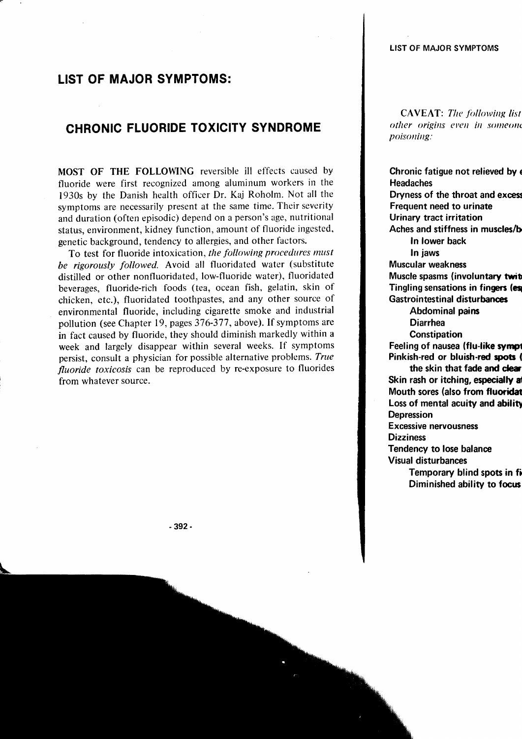## LIST OF MAJOR SYMPTOMS:

## CHRONIC FLUORIDE TOXICITY SYNDROME

**MOST OF THE FOLLOWING** reversible ill effects caused by fluoride were first recognized among aluminum workers in the 1930s by the Danish health officer Dr. Kaj Roholm. Not all the symptoms are necessarily present at the same time. Their severity and duration (often episodic) depend on a person's age, nutritional status, environment, kidney function, amount of fluoride ingested, genetic background, tendency to allergies, and other factors.

To test for fluoride intoxication, *the following procedures must be rigorously followed.* Avoid all fluoridated water (substitute distilled or other nonfluoridated, low-fluoride water), fluoridated beverages, fluoride-rich foods (tea, ocean fish, gelatin, skin of chicken, etc.), fluoridated toothpastes, and any other source of environmental fluoride, including cigarette smoke and industrial pollution (see Chapter 19, pages 376-377, above). If symptoms are in fact caused by fluoride, they should diminish markedly within a week and largely disappear within several weeks. If symptoms persist, consult a physician for possible alternative problems. *True fluoride toxicosis* can be reproduced by re-exposure to fluorides from whatever source.

CAVEAT: *The following list* *other origins even in someone* *poisoning:*

**Chronic fatigue not relieved by**
**Headaches**
**Dryness of the throat and excess**
**Frequent need to urinate**
**Urinary tract irritation**
**Aches and stiffness in muscles/b**
- **In lower back**
- **In jaws**

**Muscular weakness**
**Muscle spasms (involuntary twit**
**Tingling sensations in fingers (es**
**Gastrointestinal disturbances**
- **Abdominal pains**
- **Diarrhea**
- **Constipation**

**Feeling of nausea (flu-like sympt**
**Pinkish-red or bluish-red spots (**
- **the skin that fade and clear**

**Skin rash or itching, especially a**
**Mouth sores (also from fluoridat**
**Loss of mental acuity and ability**
**Depression**
**Excessive nervousness**
**Dizziness**
**Tendency to lose balance**
**Visual disturbances**
- **Temporary blind spots in fi**
- **Diminished ability to focus**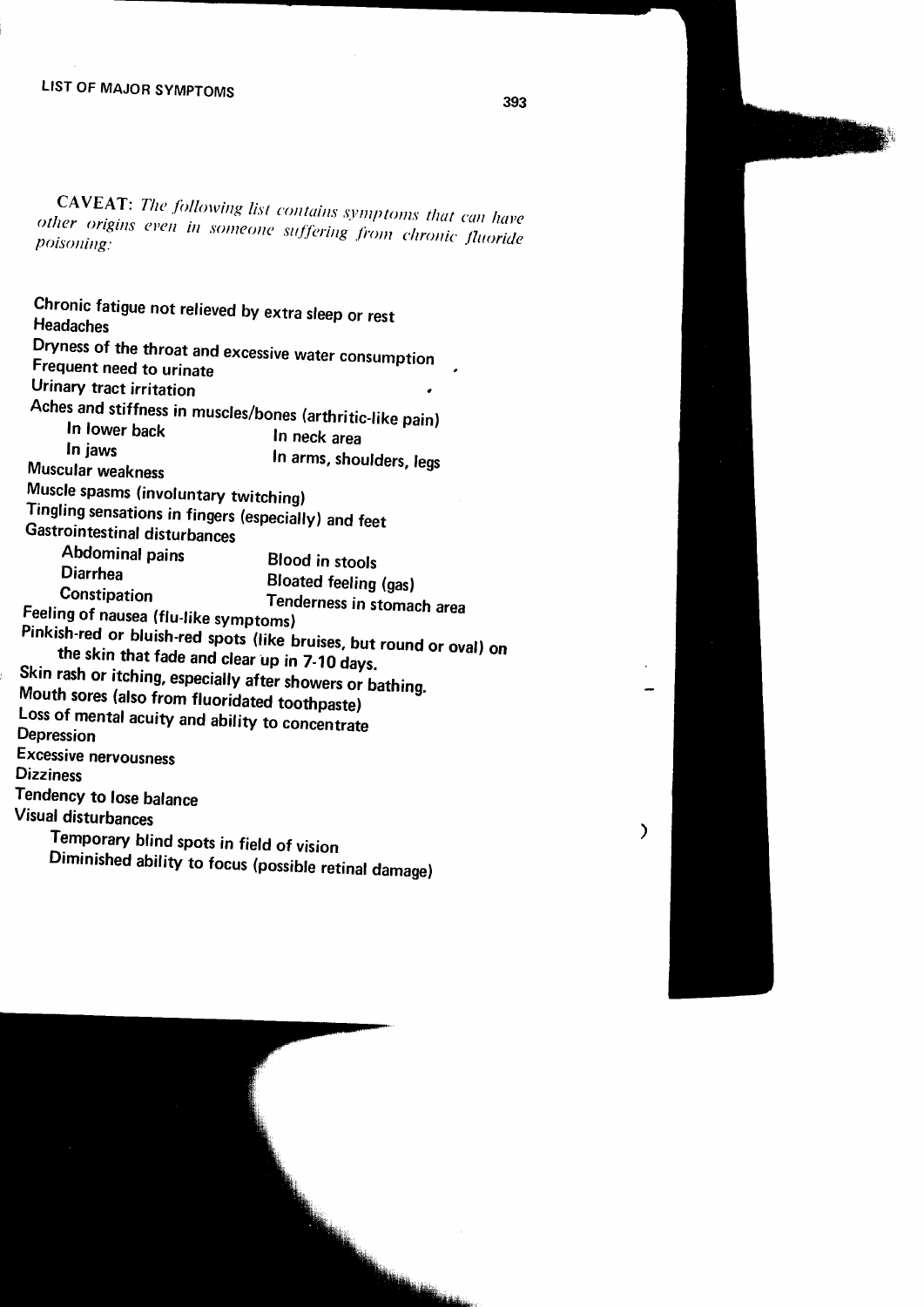**CAVEAT:** *The following list contains symptoms that can have other origins even in someone suffering from chronic fluoride poisoning:*

Chronic fatigue not relieved by extra sleep or rest
Headaches
Dryness of the throat and excessive water consumption
Frequent need to urinate
Urinary tract irritation
Aches and stiffness in muscles/bones (arthritic-like pain)
- In lower back
- In jaws
- In neck area
- In arms, shoulders, legs

Muscular weakness
Muscle spasms (involuntary twitching)
Tingling sensations in fingers (especially) and feet
Gastrointestinal disturbances
- Abdominal pains
- Diarrhea
- Constipation
- Blood in stools
- Bloated feeling (gas)
- Tenderness in stomach area

Feeling of nausea (flu-like symptoms)
Pinkish-red or bluish-red spots (like bruises, but round or oval) on the skin that fade and clear up in 7-10 days.
Skin rash or itching, especially after showers or bathing.
Mouth sores (also from fluoridated toothpaste)
Loss of mental acuity and ability to concentrate
Depression
Excessive nervousness
Dizziness
Tendency to lose balance
Visual disturbances
- Temporary blind spots in field of vision
- Diminished ability to focus (possible retinal damage)